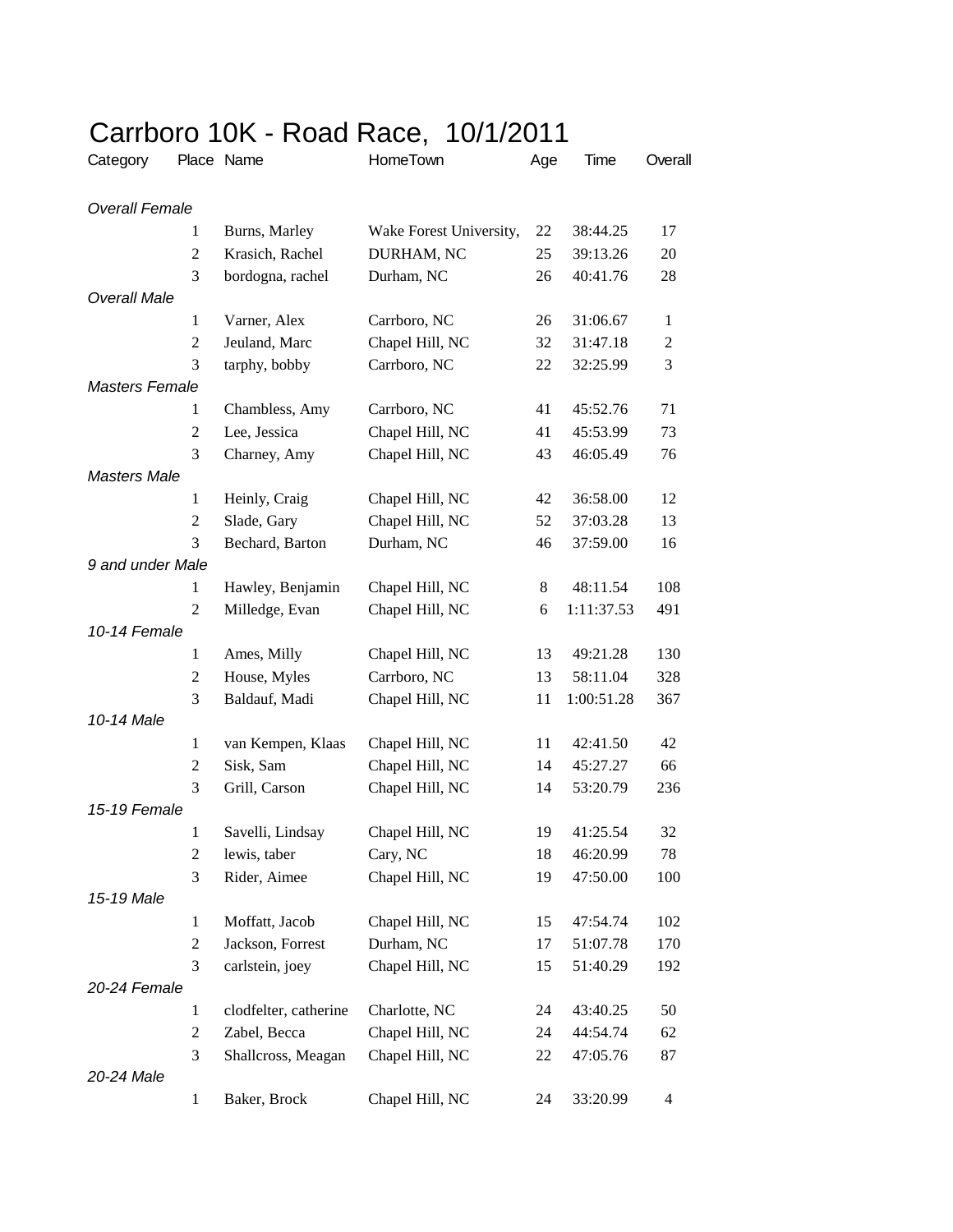# Carrboro 10K - Road Race, 10/1/2011

| Category | Place | Name | HomeTown | Age | Time | Overall |
|---|---|---|---|---|---|---|
| *Overall Female* | | | | | | |
| | 1 | Burns, Marley | Wake Forest University, | 22 | 38:44.25 | 17 |
| | 2 | Krasich, Rachel | DURHAM, NC | 25 | 39:13.26 | 20 |
| | 3 | bordogna, rachel | Durham, NC | 26 | 40:41.76 | 28 |
| *Overall Male* | | | | | | |
| | 1 | Varner, Alex | Carrboro, NC | 26 | 31:06.67 | 1 |
| | 2 | Jeuland, Marc | Chapel Hill, NC | 32 | 31:47.18 | 2 |
| | 3 | tarphy, bobby | Carrboro, NC | 22 | 32:25.99 | 3 |
| *Masters Female* | | | | | | |
| | 1 | Chambless, Amy | Carrboro, NC | 41 | 45:52.76 | 71 |
| | 2 | Lee, Jessica | Chapel Hill, NC | 41 | 45:53.99 | 73 |
| | 3 | Charney, Amy | Chapel Hill, NC | 43 | 46:05.49 | 76 |
| *Masters Male* | | | | | | |
| | 1 | Heinly, Craig | Chapel Hill, NC | 42 | 36:58.00 | 12 |
| | 2 | Slade, Gary | Chapel Hill, NC | 52 | 37:03.28 | 13 |
| | 3 | Bechard, Barton | Durham, NC | 46 | 37:59.00 | 16 |
| *9 and under Male* | | | | | | |
| | 1 | Hawley, Benjamin | Chapel Hill, NC | 8 | 48:11.54 | 108 |
| | 2 | Milledge, Evan | Chapel Hill, NC | 6 | 1:11:37.53 | 491 |
| *10-14 Female* | | | | | | |
| | 1 | Ames, Milly | Chapel Hill, NC | 13 | 49:21.28 | 130 |
| | 2 | House, Myles | Carrboro, NC | 13 | 58:11.04 | 328 |
| | 3 | Baldauf, Madi | Chapel Hill, NC | 11 | 1:00:51.28 | 367 |
| *10-14 Male* | | | | | | |
| | 1 | van Kempen, Klaas | Chapel Hill, NC | 11 | 42:41.50 | 42 |
| | 2 | Sisk, Sam | Chapel Hill, NC | 14 | 45:27.27 | 66 |
| | 3 | Grill, Carson | Chapel Hill, NC | 14 | 53:20.79 | 236 |
| *15-19 Female* | | | | | | |
| | 1 | Savelli, Lindsay | Chapel Hill, NC | 19 | 41:25.54 | 32 |
| | 2 | lewis, taber | Cary, NC | 18 | 46:20.99 | 78 |
| | 3 | Rider, Aimee | Chapel Hill, NC | 19 | 47:50.00 | 100 |
| *15-19 Male* | | | | | | |
| | 1 | Moffatt, Jacob | Chapel Hill, NC | 15 | 47:54.74 | 102 |
| | 2 | Jackson, Forrest | Durham, NC | 17 | 51:07.78 | 170 |
| | 3 | carlstein, joey | Chapel Hill, NC | 15 | 51:40.29 | 192 |
| *20-24 Female* | | | | | | |
| | 1 | clodfelter, catherine | Charlotte, NC | 24 | 43:40.25 | 50 |
| | 2 | Zabel, Becca | Chapel Hill, NC | 24 | 44:54.74 | 62 |
| | 3 | Shallcross, Meagan | Chapel Hill, NC | 22 | 47:05.76 | 87 |
| *20-24 Male* | | | | | | |
| | 1 | Baker, Brock | Chapel Hill, NC | 24 | 33:20.99 | 4 |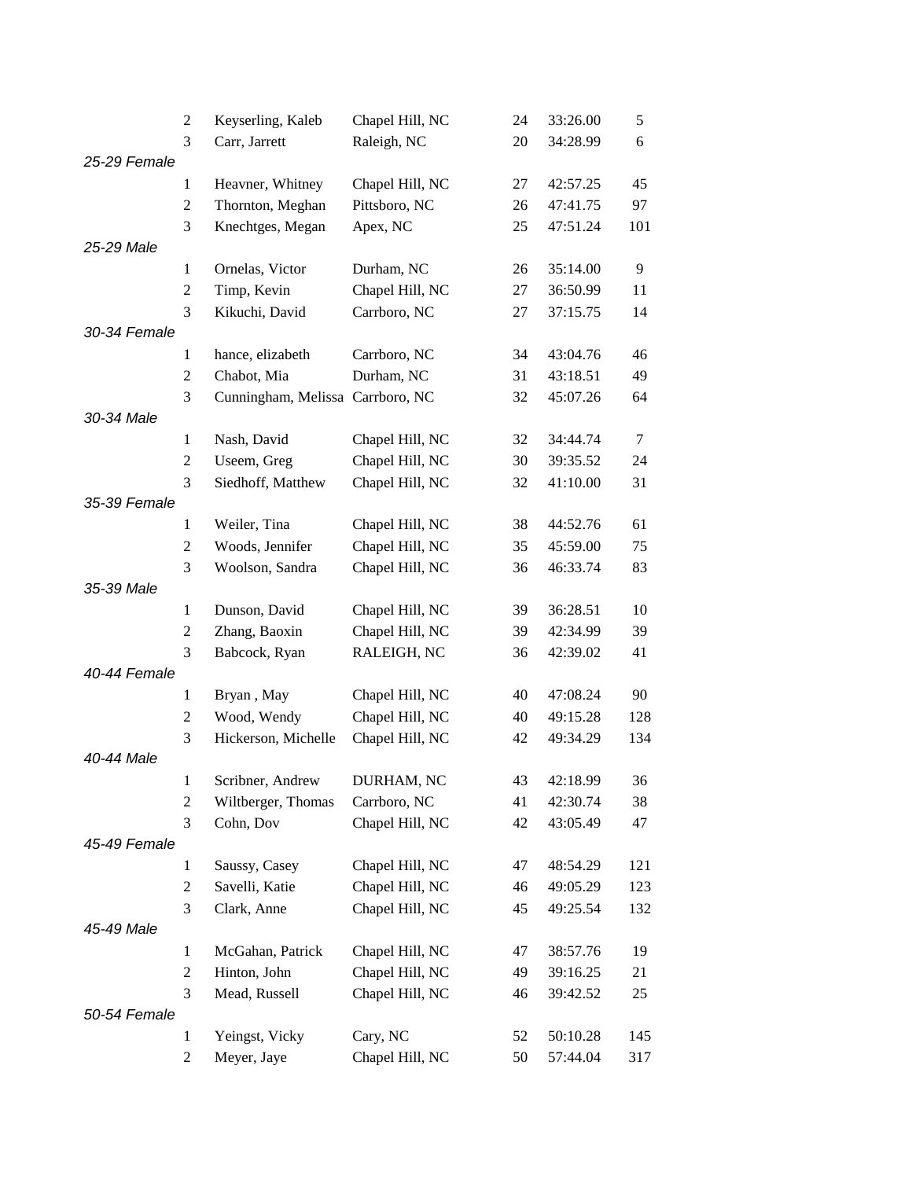| | Place | Name | City | Age | Time | Overall |
|---|---|---|---|---|---|---|
| | 2 | Keyserling, Kaleb | Chapel Hill, NC | 24 | 33:26.00 | 5 |
| | 3 | Carr, Jarrett | Raleigh, NC | 20 | 34:28.99 | 6 |
| *25-29 Female* | | | | | | |
| | 1 | Heavner, Whitney | Chapel Hill, NC | 27 | 42:57.25 | 45 |
| | 2 | Thornton, Meghan | Pittsboro, NC | 26 | 47:41.75 | 97 |
| | 3 | Knechtges, Megan | Apex, NC | 25 | 47:51.24 | 101 |
| *25-29 Male* | | | | | | |
| | 1 | Ornelas, Victor | Durham, NC | 26 | 35:14.00 | 9 |
| | 2 | Timp, Kevin | Chapel Hill, NC | 27 | 36:50.99 | 11 |
| | 3 | Kikuchi, David | Carrboro, NC | 27 | 37:15.75 | 14 |
| *30-34 Female* | | | | | | |
| | 1 | hance, elizabeth | Carrboro, NC | 34 | 43:04.76 | 46 |
| | 2 | Chabot, Mia | Durham, NC | 31 | 43:18.51 | 49 |
| | 3 | Cunningham, Melissa | Carrboro, NC | 32 | 45:07.26 | 64 |
| *30-34 Male* | | | | | | |
| | 1 | Nash, David | Chapel Hill, NC | 32 | 34:44.74 | 7 |
| | 2 | Useem, Greg | Chapel Hill, NC | 30 | 39:35.52 | 24 |
| | 3 | Siedhoff, Matthew | Chapel Hill, NC | 32 | 41:10.00 | 31 |
| *35-39 Female* | | | | | | |
| | 1 | Weiler, Tina | Chapel Hill, NC | 38 | 44:52.76 | 61 |
| | 2 | Woods, Jennifer | Chapel Hill, NC | 35 | 45:59.00 | 75 |
| | 3 | Woolson, Sandra | Chapel Hill, NC | 36 | 46:33.74 | 83 |
| *35-39 Male* | | | | | | |
| | 1 | Dunson, David | Chapel Hill, NC | 39 | 36:28.51 | 10 |
| | 2 | Zhang, Baoxin | Chapel Hill, NC | 39 | 42:34.99 | 39 |
| | 3 | Babcock, Ryan | RALEIGH, NC | 36 | 42:39.02 | 41 |
| *40-44 Female* | | | | | | |
| | 1 | Bryan , May | Chapel Hill, NC | 40 | 47:08.24 | 90 |
| | 2 | Wood, Wendy | Chapel Hill, NC | 40 | 49:15.28 | 128 |
| | 3 | Hickerson, Michelle | Chapel Hill, NC | 42 | 49:34.29 | 134 |
| *40-44 Male* | | | | | | |
| | 1 | Scribner, Andrew | DURHAM, NC | 43 | 42:18.99 | 36 |
| | 2 | Wiltberger, Thomas | Carrboro, NC | 41 | 42:30.74 | 38 |
| | 3 | Cohn, Dov | Chapel Hill, NC | 42 | 43:05.49 | 47 |
| *45-49 Female* | | | | | | |
| | 1 | Saussy, Casey | Chapel Hill, NC | 47 | 48:54.29 | 121 |
| | 2 | Savelli, Katie | Chapel Hill, NC | 46 | 49:05.29 | 123 |
| | 3 | Clark, Anne | Chapel Hill, NC | 45 | 49:25.54 | 132 |
| *45-49 Male* | | | | | | |
| | 1 | McGahan, Patrick | Chapel Hill, NC | 47 | 38:57.76 | 19 |
| | 2 | Hinton, John | Chapel Hill, NC | 49 | 39:16.25 | 21 |
| | 3 | Mead, Russell | Chapel Hill, NC | 46 | 39:42.52 | 25 |
| *50-54 Female* | | | | | | |
| | 1 | Yeingst, Vicky | Cary, NC | 52 | 50:10.28 | 145 |
| | 2 | Meyer, Jaye | Chapel Hill, NC | 50 | 57:44.04 | 317 |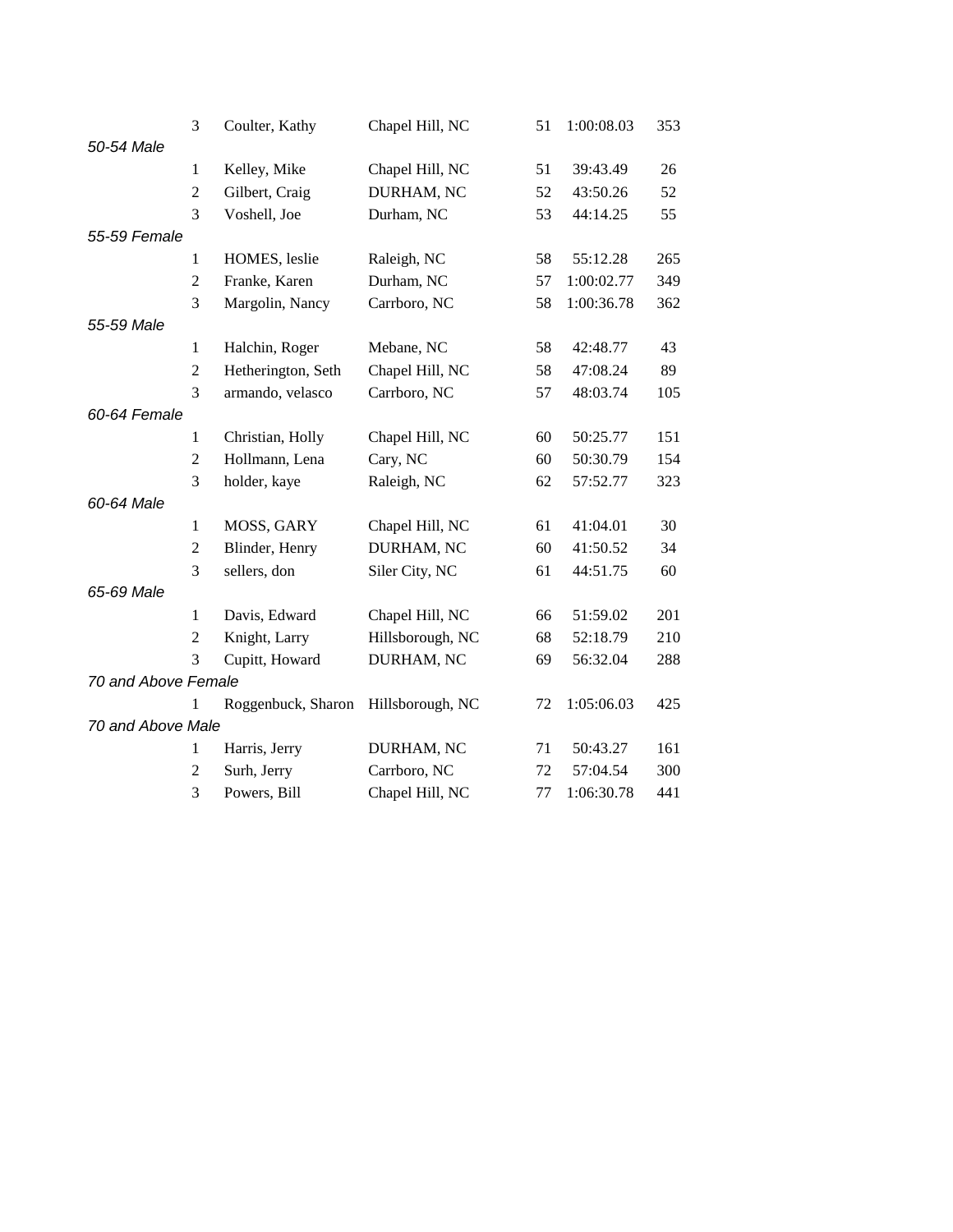| | | | | | | |
|---|---|---|---|---|---|---|
| | 3 | Coulter, Kathy | Chapel Hill, NC | 51 | 1:00:08.03 | 353 |
| *50-54 Male* | | | | | | |
| | 1 | Kelley, Mike | Chapel Hill, NC | 51 | 39:43.49 | 26 |
| | 2 | Gilbert, Craig | DURHAM, NC | 52 | 43:50.26 | 52 |
| | 3 | Voshell, Joe | Durham, NC | 53 | 44:14.25 | 55 |
| *55-59 Female* | | | | | | |
| | 1 | HOMES, leslie | Raleigh, NC | 58 | 55:12.28 | 265 |
| | 2 | Franke, Karen | Durham, NC | 57 | 1:00:02.77 | 349 |
| | 3 | Margolin, Nancy | Carrboro, NC | 58 | 1:00:36.78 | 362 |
| *55-59 Male* | | | | | | |
| | 1 | Halchin, Roger | Mebane, NC | 58 | 42:48.77 | 43 |
| | 2 | Hetherington, Seth | Chapel Hill, NC | 58 | 47:08.24 | 89 |
| | 3 | armando, velasco | Carrboro, NC | 57 | 48:03.74 | 105 |
| *60-64 Female* | | | | | | |
| | 1 | Christian, Holly | Chapel Hill, NC | 60 | 50:25.77 | 151 |
| | 2 | Hollmann, Lena | Cary, NC | 60 | 50:30.79 | 154 |
| | 3 | holder, kaye | Raleigh, NC | 62 | 57:52.77 | 323 |
| *60-64 Male* | | | | | | |
| | 1 | MOSS, GARY | Chapel Hill, NC | 61 | 41:04.01 | 30 |
| | 2 | Blinder, Henry | DURHAM, NC | 60 | 41:50.52 | 34 |
| | 3 | sellers, don | Siler City, NC | 61 | 44:51.75 | 60 |
| *65-69 Male* | | | | | | |
| | 1 | Davis, Edward | Chapel Hill, NC | 66 | 51:59.02 | 201 |
| | 2 | Knight, Larry | Hillsborough, NC | 68 | 52:18.79 | 210 |
| | 3 | Cupitt, Howard | DURHAM, NC | 69 | 56:32.04 | 288 |
| *70 and Above Female* | | | | | | |
| | 1 | Roggenbuck, Sharon | Hillsborough, NC | 72 | 1:05:06.03 | 425 |
| *70 and Above Male* | | | | | | |
| | 1 | Harris, Jerry | DURHAM, NC | 71 | 50:43.27 | 161 |
| | 2 | Surh, Jerry | Carrboro, NC | 72 | 57:04.54 | 300 |
| | 3 | Powers, Bill | Chapel Hill, NC | 77 | 1:06:30.78 | 441 |